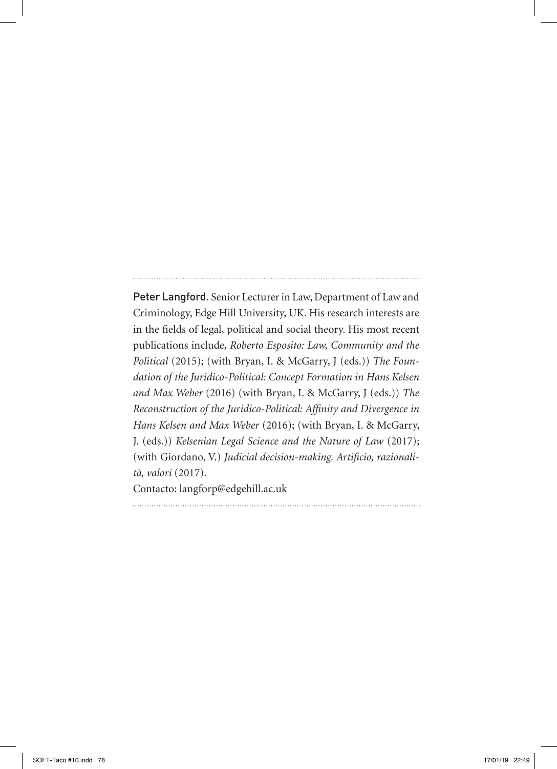**Peter Langford.** Senior Lecturer in Law, Department of Law and Criminology, Edge Hill University, UK. His research interests are in the fields of legal, political and social theory. His most recent publications include*, Roberto Esposito: Law, Community and the Political* (2015); (with Bryan, I. & McGarry, J (eds.)) *The Foundation of the Juridico-Political: Concept Formation in Hans Kelsen and Max Weber* (2016) (with Bryan, I. & McGarry, J (eds.)) *The Reconstruction of the Juridico-Political: Affinity and Divergence in Hans Kelsen and Max Weber* (2016); (with Bryan, I. & McGarry, J. (eds.)) *Kelsenian Legal Science and the Nature of Law* (2017); (with Giordano, V.) *Judicial decision-making. Artificio, razionalità, valori* (2017).

Contacto: langforp@edgehill.ac.uk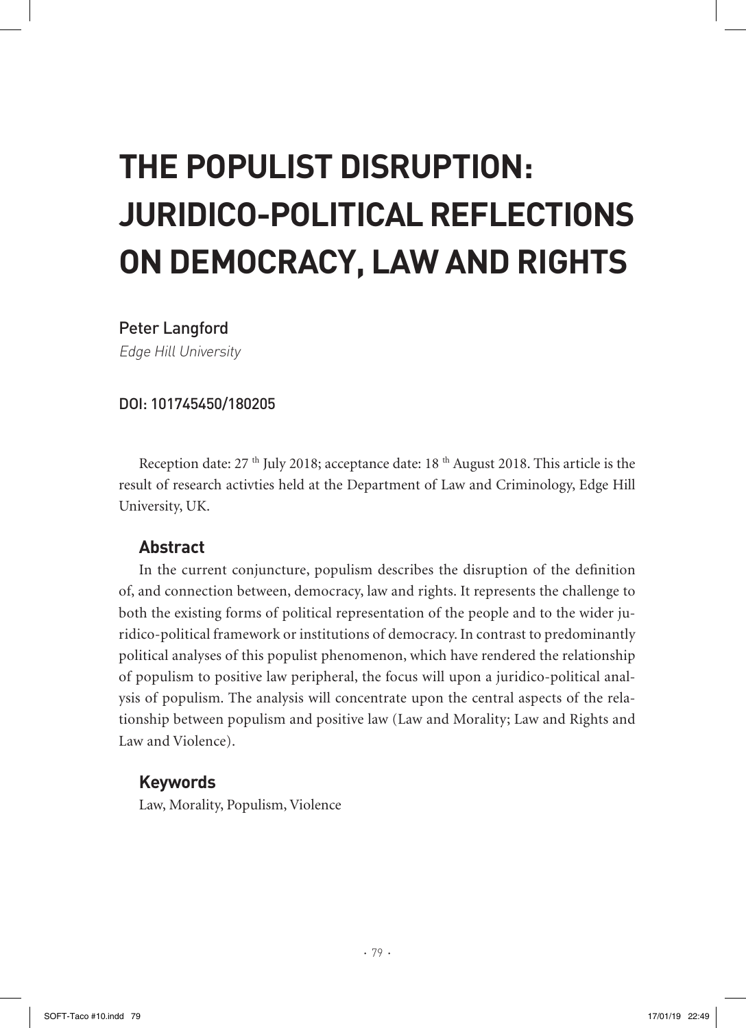# THE POPULIST DISRUPTION: JURIDICO-POLITICAL REFLECTIONS ON DEMOCRACY, LAW AND RIGHTS

Peter Langford

*Edge Hill University*

DOI: 101745450/180205

Reception date: 27 [th] July 2018; acceptance date: 18 [th] August 2018. This article is the result of research activties held at the Department of Law and Criminology, Edge Hill University, UK.

## Abstract

In the current conjuncture, populism describes the disruption of the definition of, and connection between, democracy, law and rights. It represents the challenge to both the existing forms of political representation of the people and to the wider juridico-political framework or institutions of democracy. In contrast to predominantly political analyses of this populist phenomenon, which have rendered the relationship of populism to positive law peripheral, the focus will upon a juridico-political analysis of populism. The analysis will concentrate upon the central aspects of the relationship between populism and positive law (Law and Morality; Law and Rights and Law and Violence).

## Keywords

Law, Morality, Populism, Violence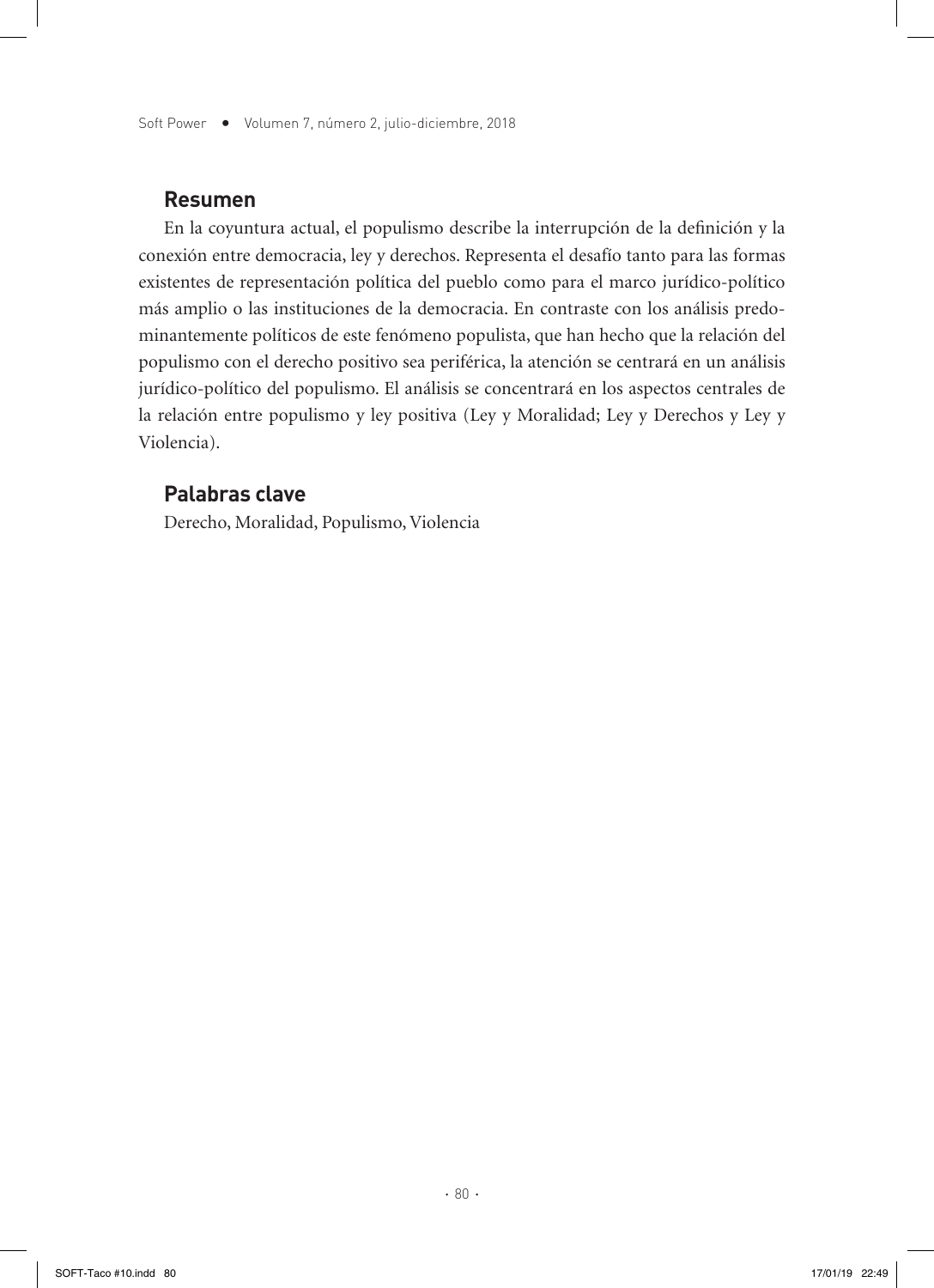## Resumen

En la coyuntura actual, el populismo describe la interrupción de la definición y la conexión entre democracia, ley y derechos. Representa el desafío tanto para las formas existentes de representación política del pueblo como para el marco jurídico-político más amplio o las instituciones de la democracia. En contraste con los análisis predominantemente políticos de este fenómeno populista, que han hecho que la relación del populismo con el derecho positivo sea periférica, la atención se centrará en un análisis jurídico-político del populismo. El análisis se concentrará en los aspectos centrales de la relación entre populismo y ley positiva (Ley y Moralidad; Ley y Derechos y Ley y Violencia).

## Palabras clave

Derecho, Moralidad, Populismo, Violencia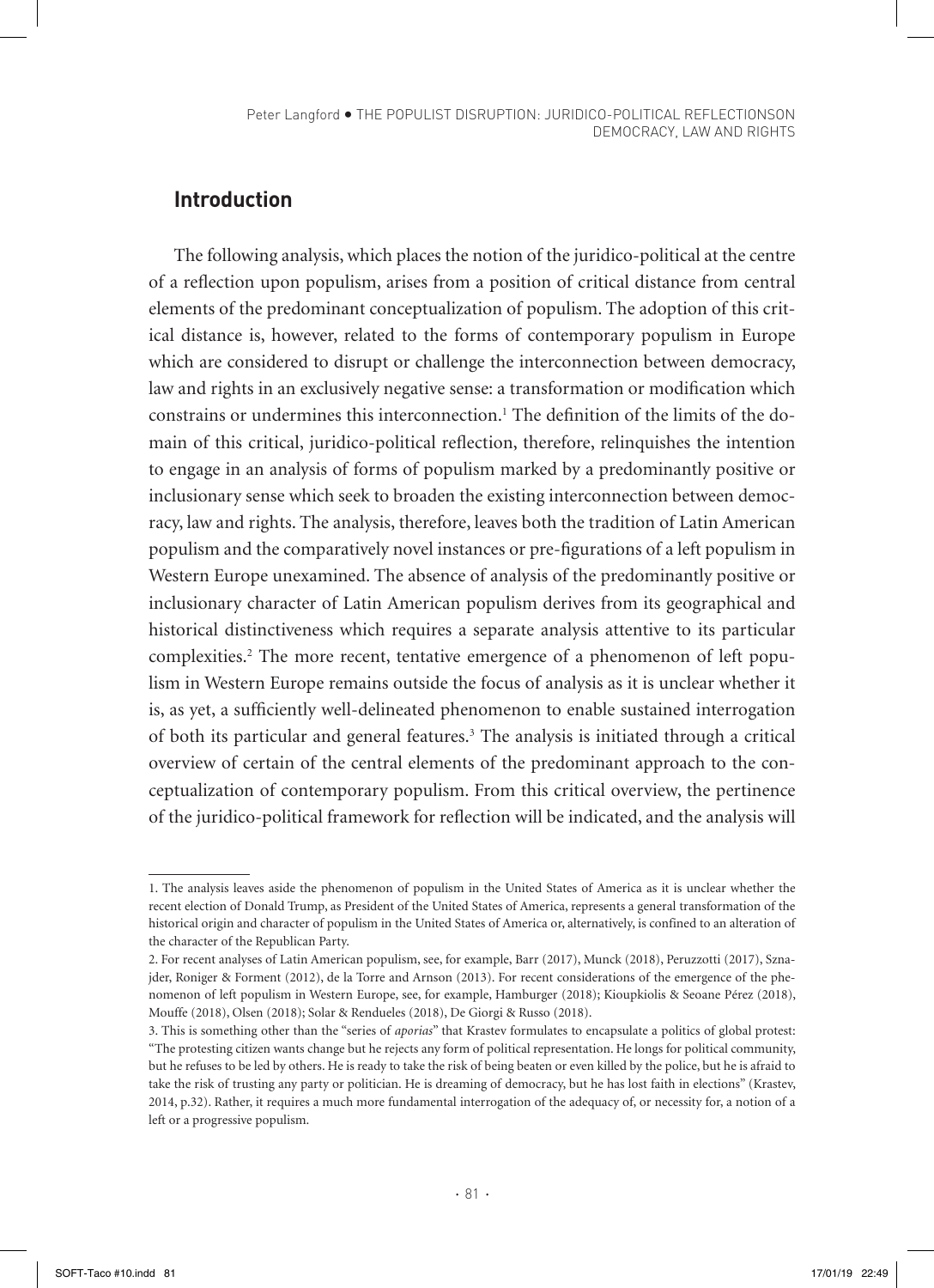## Introduction

The following analysis, which places the notion of the juridico-political at the centre of a reflection upon populism, arises from a position of critical distance from central elements of the predominant conceptualization of populism. The adoption of this critical distance is, however, related to the forms of contemporary populism in Europe which are considered to disrupt or challenge the interconnection between democracy, law and rights in an exclusively negative sense: a transformation or modification which constrains or undermines this interconnection.[1] The definition of the limits of the domain of this critical, juridico-political reflection, therefore, relinquishes the intention to engage in an analysis of forms of populism marked by a predominantly positive or inclusionary sense which seek to broaden the existing interconnection between democracy, law and rights. The analysis, therefore, leaves both the tradition of Latin American populism and the comparatively novel instances or pre-figurations of a left populism in Western Europe unexamined. The absence of analysis of the predominantly positive or inclusionary character of Latin American populism derives from its geographical and historical distinctiveness which requires a separate analysis attentive to its particular complexities.[2] The more recent, tentative emergence of a phenomenon of left populism in Western Europe remains outside the focus of analysis as it is unclear whether it is, as yet, a sufficiently well-delineated phenomenon to enable sustained interrogation of both its particular and general features.[3] The analysis is initiated through a critical overview of certain of the central elements of the predominant approach to the conceptualization of contemporary populism. From this critical overview, the pertinence of the juridico-political framework for reflection will be indicated, and the analysis will

---

1. The analysis leaves aside the phenomenon of populism in the United States of America as it is unclear whether the recent election of Donald Trump, as President of the United States of America, represents a general transformation of the historical origin and character of populism in the United States of America or, alternatively, is confined to an alteration of the character of the Republican Party.

2. For recent analyses of Latin American populism, see, for example, Barr (2017), Munck (2018), Peruzzotti (2017), Sznajder, Roniger & Forment (2012), de la Torre and Arnson (2013). For recent considerations of the emergence of the phenomenon of left populism in Western Europe, see, for example, Hamburger (2018); Kioupkiolis & Seoane Pérez (2018), Mouffe (2018), Olsen (2018); Solar & Rendueles (2018), De Giorgi & Russo (2018).

3. This is something other than the "series of *aporias*" that Krastev formulates to encapsulate a politics of global protest: "The protesting citizen wants change but he rejects any form of political representation. He longs for political community, but he refuses to be led by others. He is ready to take the risk of being beaten or even killed by the police, but he is afraid to take the risk of trusting any party or politician. He is dreaming of democracy, but he has lost faith in elections" (Krastev, 2014, p.32). Rather, it requires a much more fundamental interrogation of the adequacy of, or necessity for, a notion of a left or a progressive populism.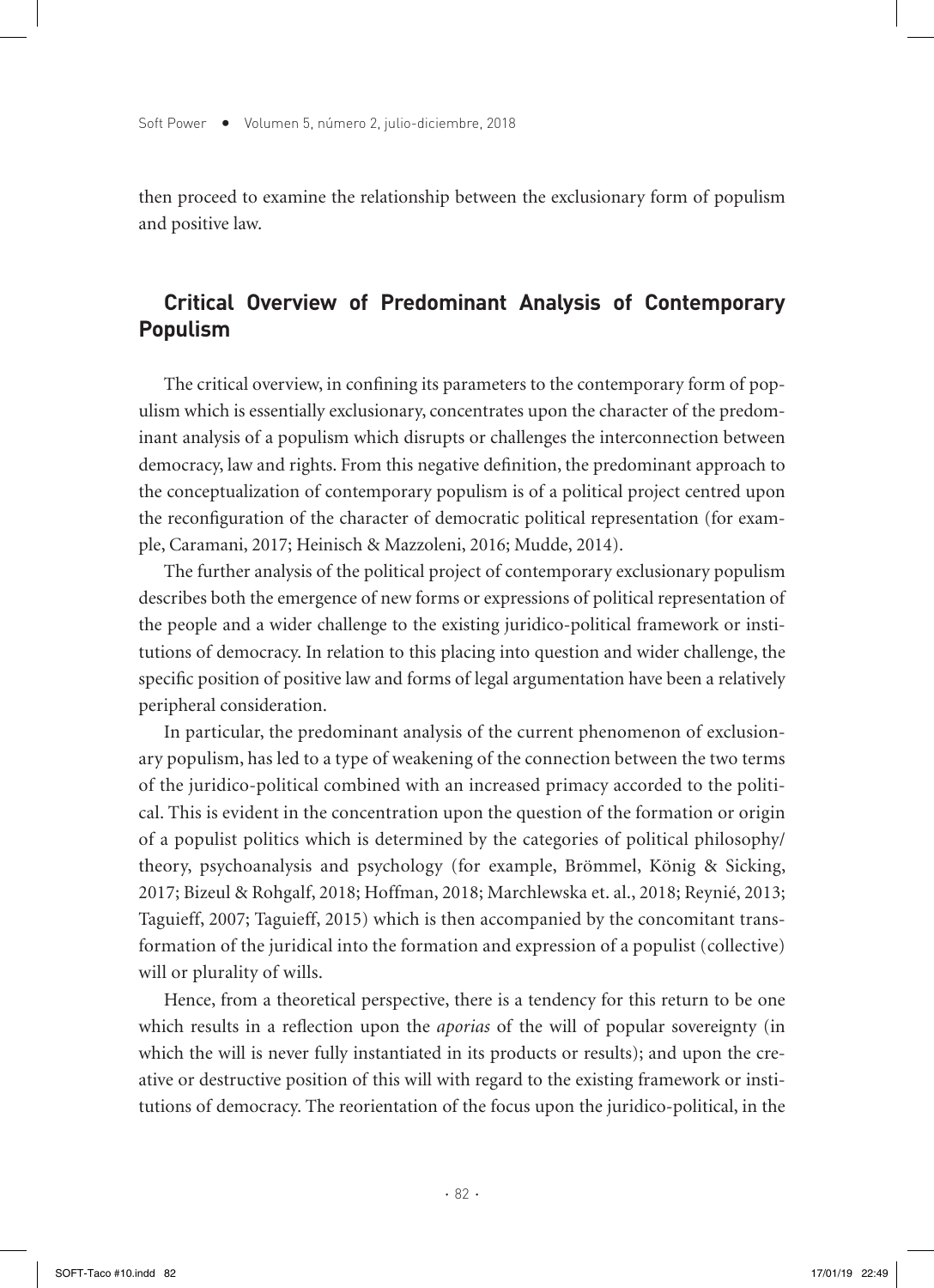then proceed to examine the relationship between the exclusionary form of populism and positive law.

## Critical Overview of Predominant Analysis of Contemporary Populism

The critical overview, in confining its parameters to the contemporary form of populism which is essentially exclusionary, concentrates upon the character of the predominant analysis of a populism which disrupts or challenges the interconnection between democracy, law and rights. From this negative definition, the predominant approach to the conceptualization of contemporary populism is of a political project centred upon the reconfiguration of the character of democratic political representation (for example, Caramani, 2017; Heinisch & Mazzoleni, 2016; Mudde, 2014).

The further analysis of the political project of contemporary exclusionary populism describes both the emergence of new forms or expressions of political representation of the people and a wider challenge to the existing juridico-political framework or institutions of democracy. In relation to this placing into question and wider challenge, the specific position of positive law and forms of legal argumentation have been a relatively peripheral consideration.

In particular, the predominant analysis of the current phenomenon of exclusionary populism, has led to a type of weakening of the connection between the two terms of the juridico-political combined with an increased primacy accorded to the political. This is evident in the concentration upon the question of the formation or origin of a populist politics which is determined by the categories of political philosophy/theory, psychoanalysis and psychology (for example, Brömmel, König & Sicking, 2017; Bizeul & Rohgalf, 2018; Hoffman, 2018; Marchlewska et. al., 2018; Reynié, 2013; Taguieff, 2007; Taguieff, 2015) which is then accompanied by the concomitant transformation of the juridical into the formation and expression of a populist (collective) will or plurality of wills.

Hence, from a theoretical perspective, there is a tendency for this return to be one which results in a reflection upon the *aporias* of the will of popular sovereignty (in which the will is never fully instantiated in its products or results); and upon the creative or destructive position of this will with regard to the existing framework or institutions of democracy. The reorientation of the focus upon the juridico-political, in the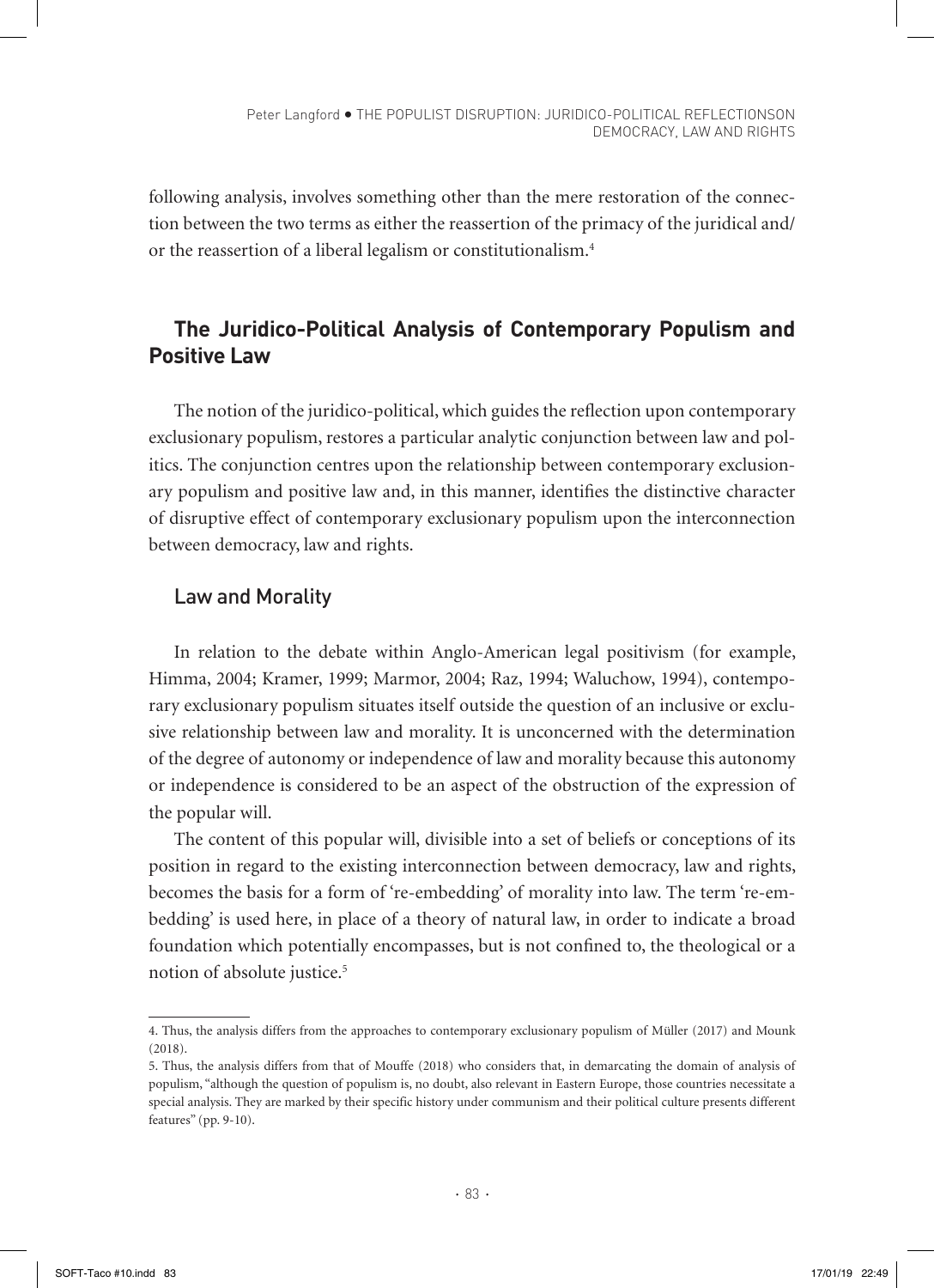following analysis, involves something other than the mere restoration of the connection between the two terms as either the reassertion of the primacy of the juridical and/or the reassertion of a liberal legalism or constitutionalism.[4]

## The Juridico-Political Analysis of Contemporary Populism and Positive Law

The notion of the juridico-political, which guides the reflection upon contemporary exclusionary populism, restores a particular analytic conjunction between law and politics. The conjunction centres upon the relationship between contemporary exclusionary populism and positive law and, in this manner, identifies the distinctive character of disruptive effect of contemporary exclusionary populism upon the interconnection between democracy, law and rights.

### Law and Morality

In relation to the debate within Anglo-American legal positivism (for example, Himma, 2004; Kramer, 1999; Marmor, 2004; Raz, 1994; Waluchow, 1994), contemporary exclusionary populism situates itself outside the question of an inclusive or exclusive relationship between law and morality. It is unconcerned with the determination of the degree of autonomy or independence of law and morality because this autonomy or independence is considered to be an aspect of the obstruction of the expression of the popular will.

The content of this popular will, divisible into a set of beliefs or conceptions of its position in regard to the existing interconnection between democracy, law and rights, becomes the basis for a form of 're-embedding' of morality into law. The term 're-embedding' is used here, in place of a theory of natural law, in order to indicate a broad foundation which potentially encompasses, but is not confined to, the theological or a notion of absolute justice.[5]

---

4. Thus, the analysis differs from the approaches to contemporary exclusionary populism of Müller (2017) and Mounk (2018).

5. Thus, the analysis differs from that of Mouffe (2018) who considers that, in demarcating the domain of analysis of populism, "although the question of populism is, no doubt, also relevant in Eastern Europe, those countries necessitate a special analysis. They are marked by their specific history under communism and their political culture presents different features" (pp. 9-10).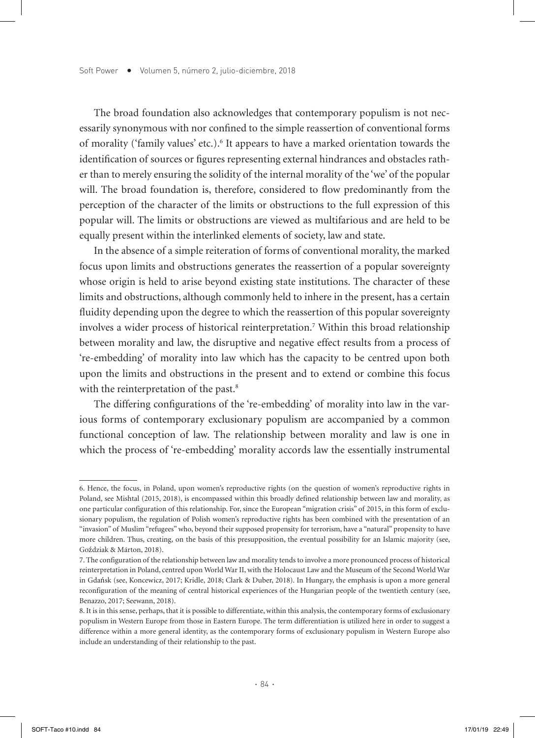The broad foundation also acknowledges that contemporary populism is not necessarily synonymous with nor confined to the simple reassertion of conventional forms of morality ('family values' etc.).[6] It appears to have a marked orientation towards the identification of sources or figures representing external hindrances and obstacles rather than to merely ensuring the solidity of the internal morality of the 'we' of the popular will. The broad foundation is, therefore, considered to flow predominantly from the perception of the character of the limits or obstructions to the full expression of this popular will. The limits or obstructions are viewed as multifarious and are held to be equally present within the interlinked elements of society, law and state.

In the absence of a simple reiteration of forms of conventional morality, the marked focus upon limits and obstructions generates the reassertion of a popular sovereignty whose origin is held to arise beyond existing state institutions. The character of these limits and obstructions, although commonly held to inhere in the present, has a certain fluidity depending upon the degree to which the reassertion of this popular sovereignty involves a wider process of historical reinterpretation.[7] Within this broad relationship between morality and law, the disruptive and negative effect results from a process of 're-embedding' of morality into law which has the capacity to be centred upon both upon the limits and obstructions in the present and to extend or combine this focus with the reinterpretation of the past.[8]

The differing configurations of the 're-embedding' of morality into law in the various forms of contemporary exclusionary populism are accompanied by a common functional conception of law. The relationship between morality and law is one in which the process of 're-embedding' morality accords law the essentially instrumental

---

6. Hence, the focus, in Poland, upon women's reproductive rights (on the question of women's reproductive rights in Poland, see Mishtal (2015, 2018), is encompassed within this broadly defined relationship between law and morality, as one particular configuration of this relationship. For, since the European "migration crisis" of 2015, in this form of exclusionary populism, the regulation of Polish women's reproductive rights has been combined with the presentation of an "invasion" of Muslim "refugees" who, beyond their supposed propensity for terrorism, have a "natural" propensity to have more children. Thus, creating, on the basis of this presupposition, the eventual possibility for an Islamic majority (see, Goździak & Márton, 2018).

7. The configuration of the relationship between law and morality tends to involve a more pronounced process of historical reinterpretation in Poland, centred upon World War II, with the Holocaust Law and the Museum of the Second World War in Gdańsk (see, Koncewicz, 2017; Kridle, 2018; Clark & Duber, 2018). In Hungary, the emphasis is upon a more general reconfiguration of the meaning of central historical experiences of the Hungarian people of the twentieth century (see, Benazzo, 2017; Seewann, 2018).

8. It is in this sense, perhaps, that it is possible to differentiate, within this analysis, the contemporary forms of exclusionary populism in Western Europe from those in Eastern Europe. The term differentiation is utilized here in order to suggest a difference within a more general identity, as the contemporary forms of exclusionary populism in Western Europe also include an understanding of their relationship to the past.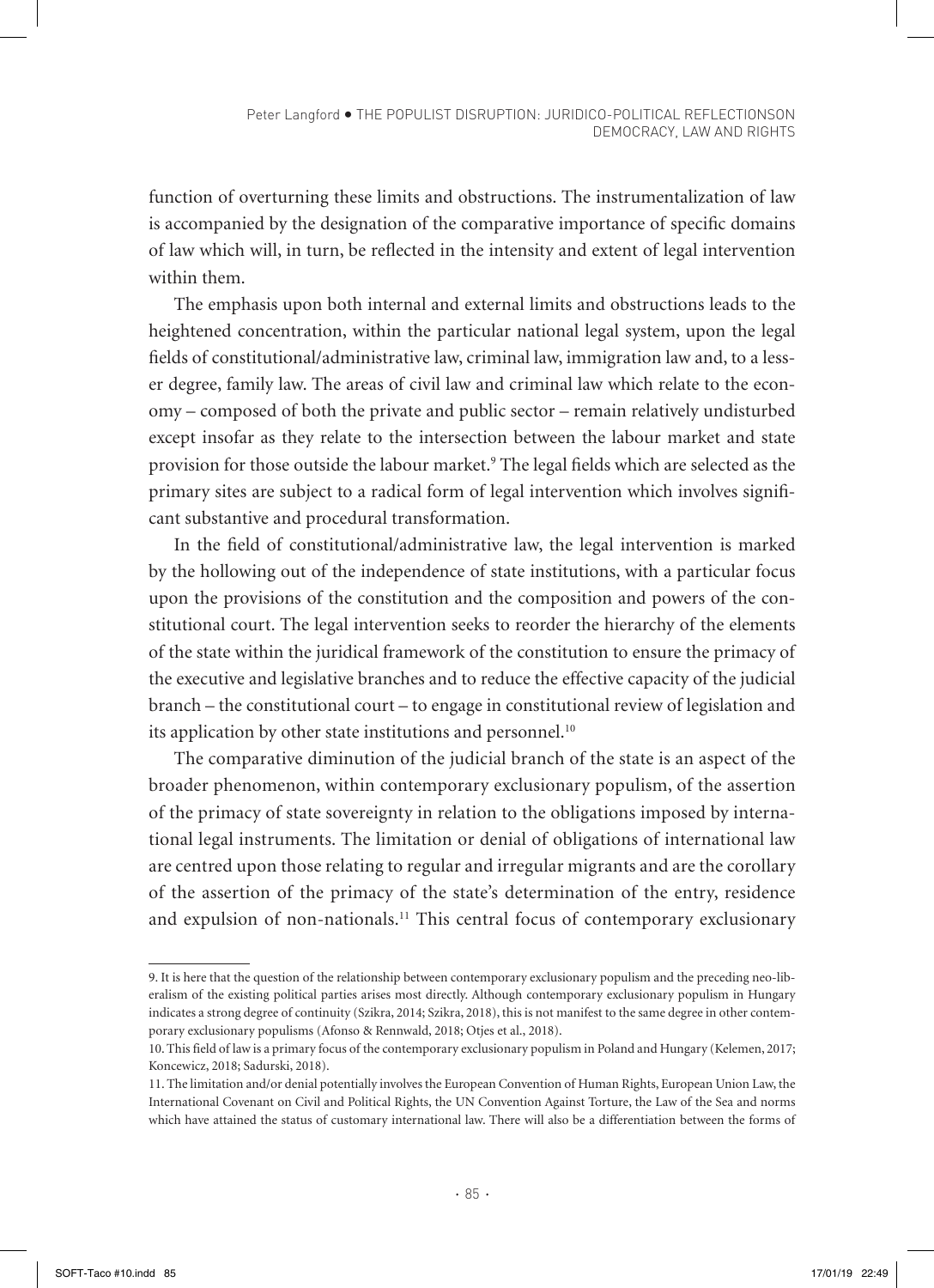function of overturning these limits and obstructions. The instrumentalization of law is accompanied by the designation of the comparative importance of specific domains of law which will, in turn, be reflected in the intensity and extent of legal intervention within them.

The emphasis upon both internal and external limits and obstructions leads to the heightened concentration, within the particular national legal system, upon the legal fields of constitutional/administrative law, criminal law, immigration law and, to a lesser degree, family law. The areas of civil law and criminal law which relate to the economy – composed of both the private and public sector – remain relatively undisturbed except insofar as they relate to the intersection between the labour market and state provision for those outside the labour market.[9] The legal fields which are selected as the primary sites are subject to a radical form of legal intervention which involves significant substantive and procedural transformation.

In the field of constitutional/administrative law, the legal intervention is marked by the hollowing out of the independence of state institutions, with a particular focus upon the provisions of the constitution and the composition and powers of the constitutional court. The legal intervention seeks to reorder the hierarchy of the elements of the state within the juridical framework of the constitution to ensure the primacy of the executive and legislative branches and to reduce the effective capacity of the judicial branch – the constitutional court – to engage in constitutional review of legislation and its application by other state institutions and personnel.[10]

The comparative diminution of the judicial branch of the state is an aspect of the broader phenomenon, within contemporary exclusionary populism, of the assertion of the primacy of state sovereignty in relation to the obligations imposed by international legal instruments. The limitation or denial of obligations of international law are centred upon those relating to regular and irregular migrants and are the corollary of the assertion of the primacy of the state's determination of the entry, residence and expulsion of non-nationals.[11] This central focus of contemporary exclusionary

---

9. It is here that the question of the relationship between contemporary exclusionary populism and the preceding neo-liberalism of the existing political parties arises most directly. Although contemporary exclusionary populism in Hungary indicates a strong degree of continuity (Szikra, 2014; Szikra, 2018), this is not manifest to the same degree in other contemporary exclusionary populisms (Afonso & Rennwald, 2018; Otjes et al., 2018).

10. This field of law is a primary focus of the contemporary exclusionary populism in Poland and Hungary (Kelemen, 2017; Koncewicz, 2018; Sadurski, 2018).

11. The limitation and/or denial potentially involves the European Convention of Human Rights, European Union Law, the International Covenant on Civil and Political Rights, the UN Convention Against Torture, the Law of the Sea and norms which have attained the status of customary international law. There will also be a differentiation between the forms of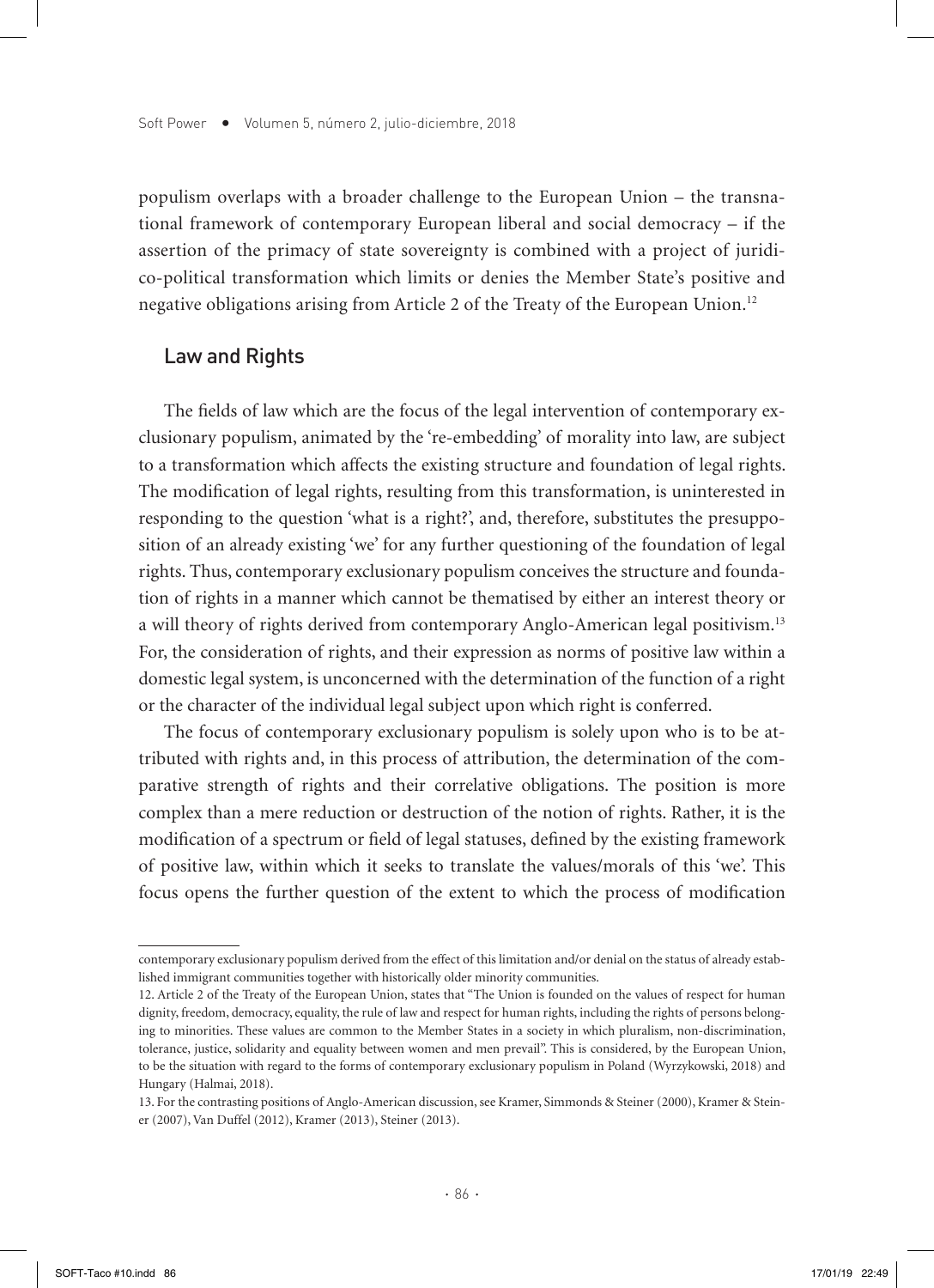populism overlaps with a broader challenge to the European Union – the transnational framework of contemporary European liberal and social democracy – if the assertion of the primacy of state sovereignty is combined with a project of juridico-political transformation which limits or denies the Member State's positive and negative obligations arising from Article 2 of the Treaty of the European Union.[12]

## Law and Rights

The fields of law which are the focus of the legal intervention of contemporary exclusionary populism, animated by the 're-embedding' of morality into law, are subject to a transformation which affects the existing structure and foundation of legal rights. The modification of legal rights, resulting from this transformation, is uninterested in responding to the question 'what is a right?', and, therefore, substitutes the presupposition of an already existing 'we' for any further questioning of the foundation of legal rights. Thus, contemporary exclusionary populism conceives the structure and foundation of rights in a manner which cannot be thematised by either an interest theory or a will theory of rights derived from contemporary Anglo-American legal positivism.[13] For, the consideration of rights, and their expression as norms of positive law within a domestic legal system, is unconcerned with the determination of the function of a right or the character of the individual legal subject upon which right is conferred.

The focus of contemporary exclusionary populism is solely upon who is to be attributed with rights and, in this process of attribution, the determination of the comparative strength of rights and their correlative obligations. The position is more complex than a mere reduction or destruction of the notion of rights. Rather, it is the modification of a spectrum or field of legal statuses, defined by the existing framework of positive law, within which it seeks to translate the values/morals of this 'we'. This focus opens the further question of the extent to which the process of modification

---

contemporary exclusionary populism derived from the effect of this limitation and/or denial on the status of already established immigrant communities together with historically older minority communities.

12. Article 2 of the Treaty of the European Union, states that "The Union is founded on the values of respect for human dignity, freedom, democracy, equality, the rule of law and respect for human rights, including the rights of persons belonging to minorities. These values are common to the Member States in a society in which pluralism, non-discrimination, tolerance, justice, solidarity and equality between women and men prevail". This is considered, by the European Union, to be the situation with regard to the forms of contemporary exclusionary populism in Poland (Wyrzykowski, 2018) and Hungary (Halmai, 2018).

13. For the contrasting positions of Anglo-American discussion, see Kramer, Simmonds & Steiner (2000), Kramer & Steiner (2007), Van Duffel (2012), Kramer (2013), Steiner (2013).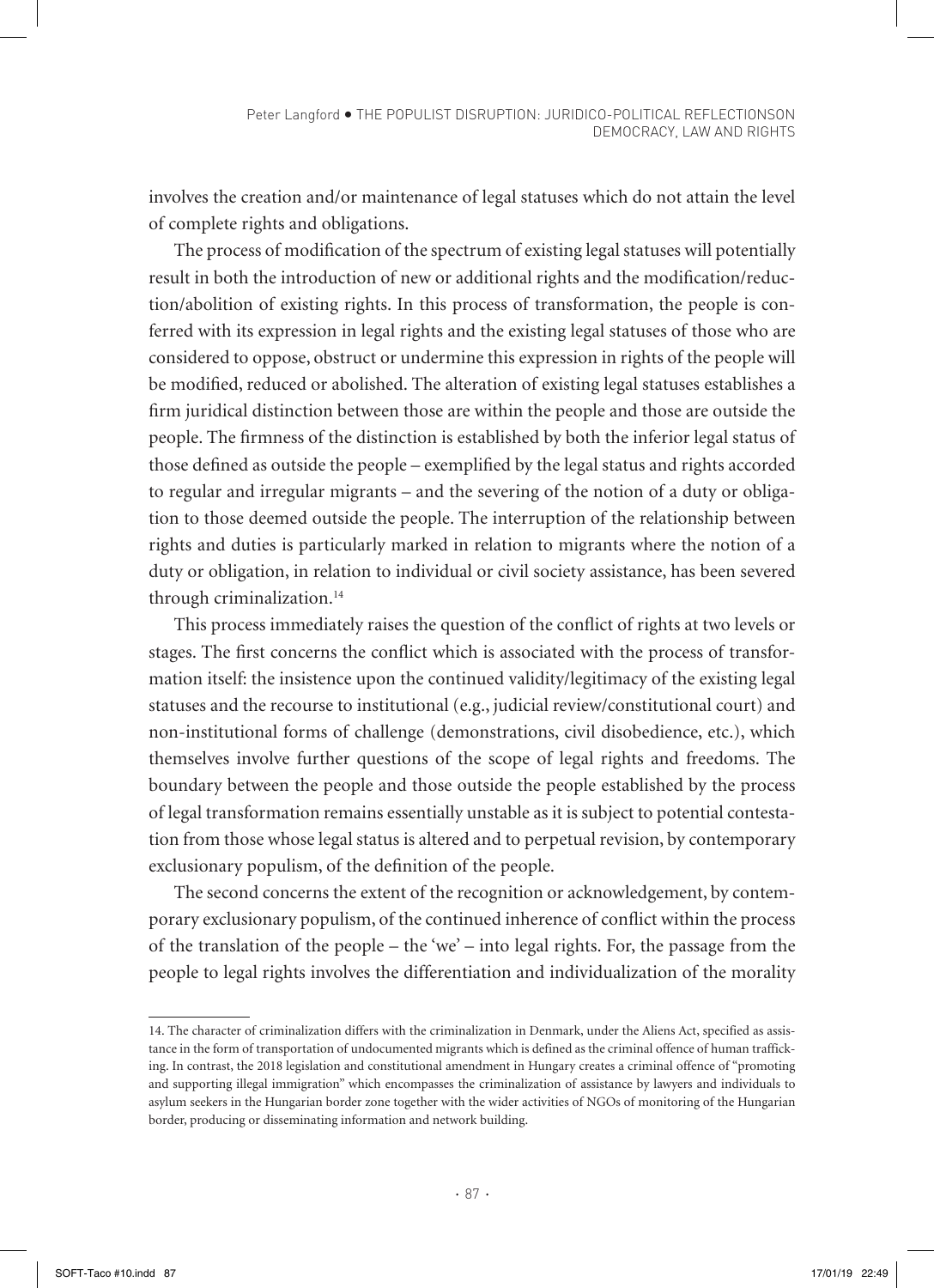involves the creation and/or maintenance of legal statuses which do not attain the level of complete rights and obligations.

The process of modification of the spectrum of existing legal statuses will potentially result in both the introduction of new or additional rights and the modification/reduction/abolition of existing rights. In this process of transformation, the people is conferred with its expression in legal rights and the existing legal statuses of those who are considered to oppose, obstruct or undermine this expression in rights of the people will be modified, reduced or abolished. The alteration of existing legal statuses establishes a firm juridical distinction between those are within the people and those are outside the people. The firmness of the distinction is established by both the inferior legal status of those defined as outside the people – exemplified by the legal status and rights accorded to regular and irregular migrants – and the severing of the notion of a duty or obligation to those deemed outside the people. The interruption of the relationship between rights and duties is particularly marked in relation to migrants where the notion of a duty or obligation, in relation to individual or civil society assistance, has been severed through criminalization.[14]

This process immediately raises the question of the conflict of rights at two levels or stages. The first concerns the conflict which is associated with the process of transformation itself: the insistence upon the continued validity/legitimacy of the existing legal statuses and the recourse to institutional (e.g., judicial review/constitutional court) and non-institutional forms of challenge (demonstrations, civil disobedience, etc.), which themselves involve further questions of the scope of legal rights and freedoms. The boundary between the people and those outside the people established by the process of legal transformation remains essentially unstable as it is subject to potential contestation from those whose legal status is altered and to perpetual revision, by contemporary exclusionary populism, of the definition of the people.

The second concerns the extent of the recognition or acknowledgement, by contemporary exclusionary populism, of the continued inherence of conflict within the process of the translation of the people – the 'we' – into legal rights. For, the passage from the people to legal rights involves the differentiation and individualization of the morality

---

14. The character of criminalization differs with the criminalization in Denmark, under the Aliens Act, specified as assistance in the form of transportation of undocumented migrants which is defined as the criminal offence of human trafficking. In contrast, the 2018 legislation and constitutional amendment in Hungary creates a criminal offence of "promoting and supporting illegal immigration" which encompasses the criminalization of assistance by lawyers and individuals to asylum seekers in the Hungarian border zone together with the wider activities of NGOs of monitoring of the Hungarian border, producing or disseminating information and network building.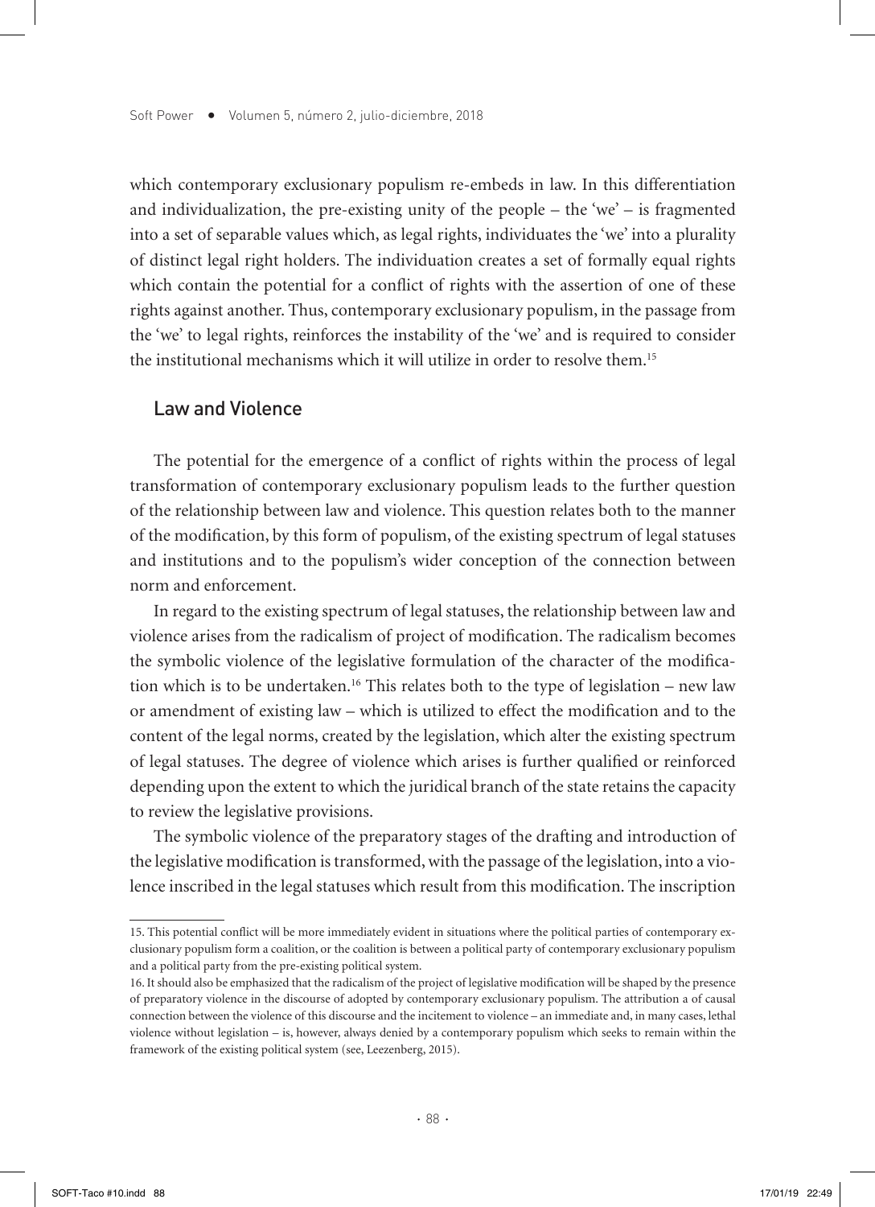which contemporary exclusionary populism re-embeds in law. In this differentiation and individualization, the pre-existing unity of the people – the 'we' – is fragmented into a set of separable values which, as legal rights, individuates the 'we' into a plurality of distinct legal right holders. The individuation creates a set of formally equal rights which contain the potential for a conflict of rights with the assertion of one of these rights against another. Thus, contemporary exclusionary populism, in the passage from the 'we' to legal rights, reinforces the instability of the 'we' and is required to consider the institutional mechanisms which it will utilize in order to resolve them.[15]

## Law and Violence

The potential for the emergence of a conflict of rights within the process of legal transformation of contemporary exclusionary populism leads to the further question of the relationship between law and violence. This question relates both to the manner of the modification, by this form of populism, of the existing spectrum of legal statuses and institutions and to the populism's wider conception of the connection between norm and enforcement.

In regard to the existing spectrum of legal statuses, the relationship between law and violence arises from the radicalism of project of modification. The radicalism becomes the symbolic violence of the legislative formulation of the character of the modification which is to be undertaken.[16] This relates both to the type of legislation – new law or amendment of existing law – which is utilized to effect the modification and to the content of the legal norms, created by the legislation, which alter the existing spectrum of legal statuses. The degree of violence which arises is further qualified or reinforced depending upon the extent to which the juridical branch of the state retains the capacity to review the legislative provisions.

The symbolic violence of the preparatory stages of the drafting and introduction of the legislative modification is transformed, with the passage of the legislation, into a violence inscribed in the legal statuses which result from this modification. The inscription

---

15. This potential conflict will be more immediately evident in situations where the political parties of contemporary exclusionary populism form a coalition, or the coalition is between a political party of contemporary exclusionary populism and a political party from the pre-existing political system.

16. It should also be emphasized that the radicalism of the project of legislative modification will be shaped by the presence of preparatory violence in the discourse of adopted by contemporary exclusionary populism. The attribution a of causal connection between the violence of this discourse and the incitement to violence – an immediate and, in many cases, lethal violence without legislation – is, however, always denied by a contemporary populism which seeks to remain within the framework of the existing political system (see, Leezenberg, 2015).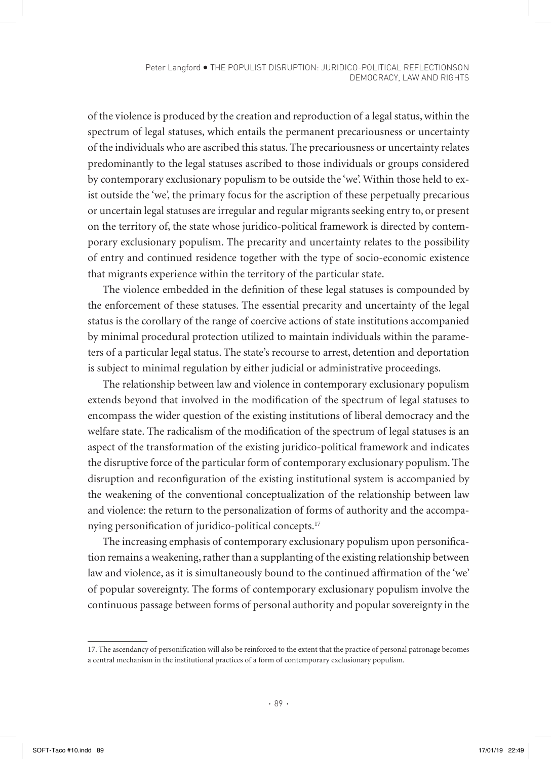of the violence is produced by the creation and reproduction of a legal status, within the spectrum of legal statuses, which entails the permanent precariousness or uncertainty of the individuals who are ascribed this status. The precariousness or uncertainty relates predominantly to the legal statuses ascribed to those individuals or groups considered by contemporary exclusionary populism to be outside the 'we'. Within those held to exist outside the 'we', the primary focus for the ascription of these perpetually precarious or uncertain legal statuses are irregular and regular migrants seeking entry to, or present on the territory of, the state whose juridico-political framework is directed by contemporary exclusionary populism. The precarity and uncertainty relates to the possibility of entry and continued residence together with the type of socio-economic existence that migrants experience within the territory of the particular state.

The violence embedded in the definition of these legal statuses is compounded by the enforcement of these statuses. The essential precarity and uncertainty of the legal status is the corollary of the range of coercive actions of state institutions accompanied by minimal procedural protection utilized to maintain individuals within the parameters of a particular legal status. The state's recourse to arrest, detention and deportation is subject to minimal regulation by either judicial or administrative proceedings.

The relationship between law and violence in contemporary exclusionary populism extends beyond that involved in the modification of the spectrum of legal statuses to encompass the wider question of the existing institutions of liberal democracy and the welfare state. The radicalism of the modification of the spectrum of legal statuses is an aspect of the transformation of the existing juridico-political framework and indicates the disruptive force of the particular form of contemporary exclusionary populism. The disruption and reconfiguration of the existing institutional system is accompanied by the weakening of the conventional conceptualization of the relationship between law and violence: the return to the personalization of forms of authority and the accompanying personification of juridico-political concepts.[17]

The increasing emphasis of contemporary exclusionary populism upon personification remains a weakening, rather than a supplanting of the existing relationship between law and violence, as it is simultaneously bound to the continued affirmation of the 'we' of popular sovereignty. The forms of contemporary exclusionary populism involve the continuous passage between forms of personal authority and popular sovereignty in the

---

17. The ascendancy of personification will also be reinforced to the extent that the practice of personal patronage becomes a central mechanism in the institutional practices of a form of contemporary exclusionary populism.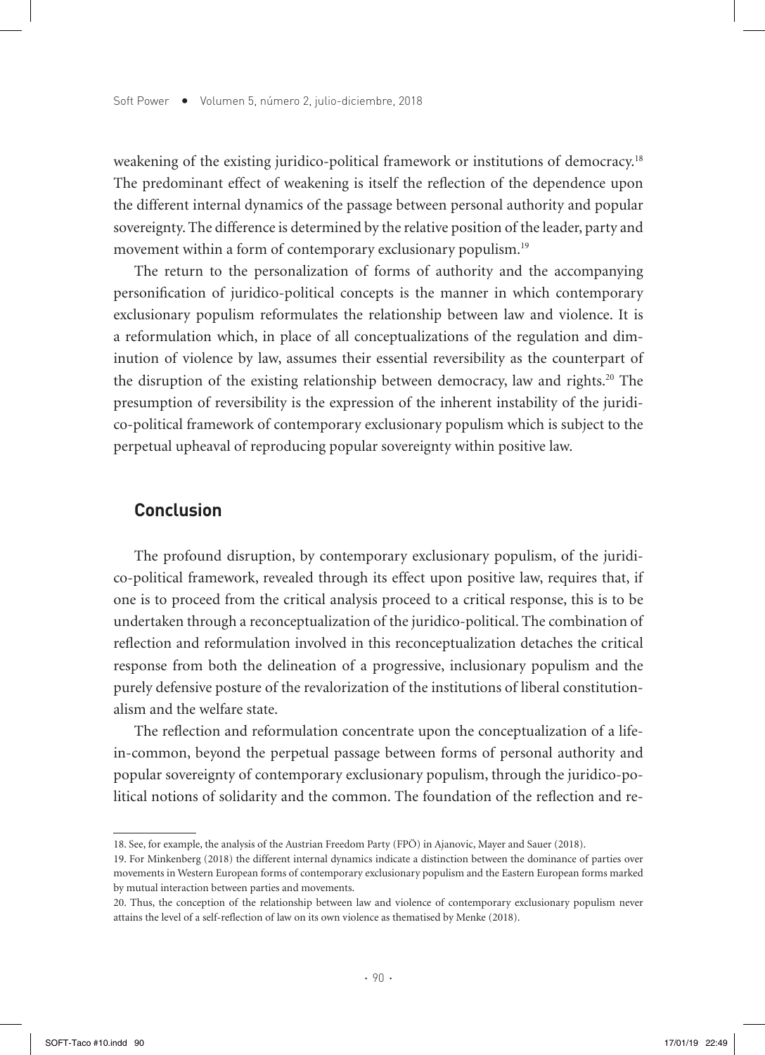weakening of the existing juridico-political framework or institutions of democracy.[18] The predominant effect of weakening is itself the reflection of the dependence upon the different internal dynamics of the passage between personal authority and popular sovereignty. The difference is determined by the relative position of the leader, party and movement within a form of contemporary exclusionary populism.[19]

The return to the personalization of forms of authority and the accompanying personification of juridico-political concepts is the manner in which contemporary exclusionary populism reformulates the relationship between law and violence. It is a reformulation which, in place of all conceptualizations of the regulation and diminution of violence by law, assumes their essential reversibility as the counterpart of the disruption of the existing relationship between democracy, law and rights.[20] The presumption of reversibility is the expression of the inherent instability of the juridico-political framework of contemporary exclusionary populism which is subject to the perpetual upheaval of reproducing popular sovereignty within positive law.

## Conclusion

The profound disruption, by contemporary exclusionary populism, of the juridico-political framework, revealed through its effect upon positive law, requires that, if one is to proceed from the critical analysis proceed to a critical response, this is to be undertaken through a reconceptualization of the juridico-political. The combination of reflection and reformulation involved in this reconceptualization detaches the critical response from both the delineation of a progressive, inclusionary populism and the purely defensive posture of the revalorization of the institutions of liberal constitutionalism and the welfare state.

The reflection and reformulation concentrate upon the conceptualization of a life-in-common, beyond the perpetual passage between forms of personal authority and popular sovereignty of contemporary exclusionary populism, through the juridico-political notions of solidarity and the common. The foundation of the reflection and re-

---

18. See, for example, the analysis of the Austrian Freedom Party (FPÖ) in Ajanovic, Mayer and Sauer (2018).

19. For Minkenberg (2018) the different internal dynamics indicate a distinction between the dominance of parties over movements in Western European forms of contemporary exclusionary populism and the Eastern European forms marked by mutual interaction between parties and movements.

20. Thus, the conception of the relationship between law and violence of contemporary exclusionary populism never attains the level of a self-reflection of law on its own violence as thematised by Menke (2018).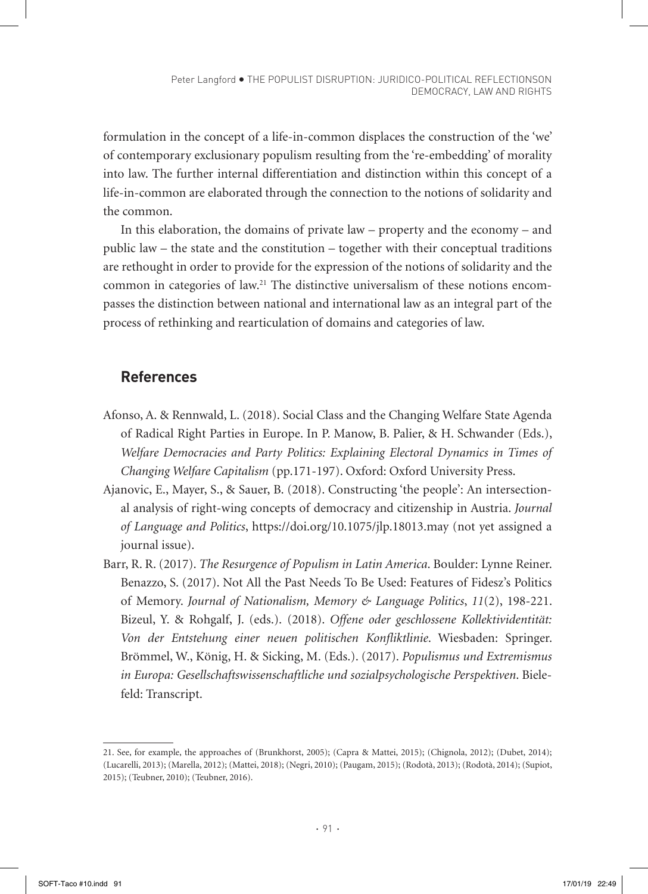formulation in the concept of a life-in-common displaces the construction of the 'we' of contemporary exclusionary populism resulting from the 're-embedding' of morality into law. The further internal differentiation and distinction within this concept of a life-in-common are elaborated through the connection to the notions of solidarity and the common.

In this elaboration, the domains of private law – property and the economy – and public law – the state and the constitution – together with their conceptual traditions are rethought in order to provide for the expression of the notions of solidarity and the common in categories of law.[21] The distinctive universalism of these notions encompasses the distinction between national and international law as an integral part of the process of rethinking and rearticulation of domains and categories of law.

## References

Afonso, A. & Rennwald, L. (2018). Social Class and the Changing Welfare State Agenda of Radical Right Parties in Europe. In P. Manow, B. Palier, & H. Schwander (Eds.), *Welfare Democracies and Party Politics: Explaining Electoral Dynamics in Times of Changing Welfare Capitalism* (pp.171-197). Oxford: Oxford University Press.

Ajanovic, E., Mayer, S., & Sauer, B. (2018). Constructing 'the people': An intersectional analysis of right-wing concepts of democracy and citizenship in Austria. *Journal of Language and Politics*, https://doi.org/10.1075/jlp.18013.may (not yet assigned a journal issue).

Barr, R. R. (2017). *The Resurgence of Populism in Latin America*. Boulder: Lynne Reiner.

Benazzo, S. (2017). Not All the Past Needs To Be Used: Features of Fidesz's Politics of Memory. *Journal of Nationalism, Memory & Language Politics*, *11*(2), 198-221.

Bizeul, Y. & Rohgalf, J. (eds.). (2018). *Offene oder geschlossene Kollektividentität: Von der Entstehung einer neuen politischen Konfliktlinie*. Wiesbaden: Springer.

Brömmel, W., König, H. & Sicking, M. (Eds.). (2017). *Populismus und Extremismus in Europa: Gesellschaftswissenschaftliche und sozialpsychologische Perspektiven*. Bielefeld: Transcript.

---

21. See, for example, the approaches of (Brunkhorst, 2005); (Capra & Mattei, 2015); (Chignola, 2012); (Dubet, 2014); (Lucarelli, 2013); (Marella, 2012); (Mattei, 2018); (Negri, 2010); (Paugam, 2015); (Rodotà, 2013); (Rodotà, 2014); (Supiot, 2015); (Teubner, 2010); (Teubner, 2016).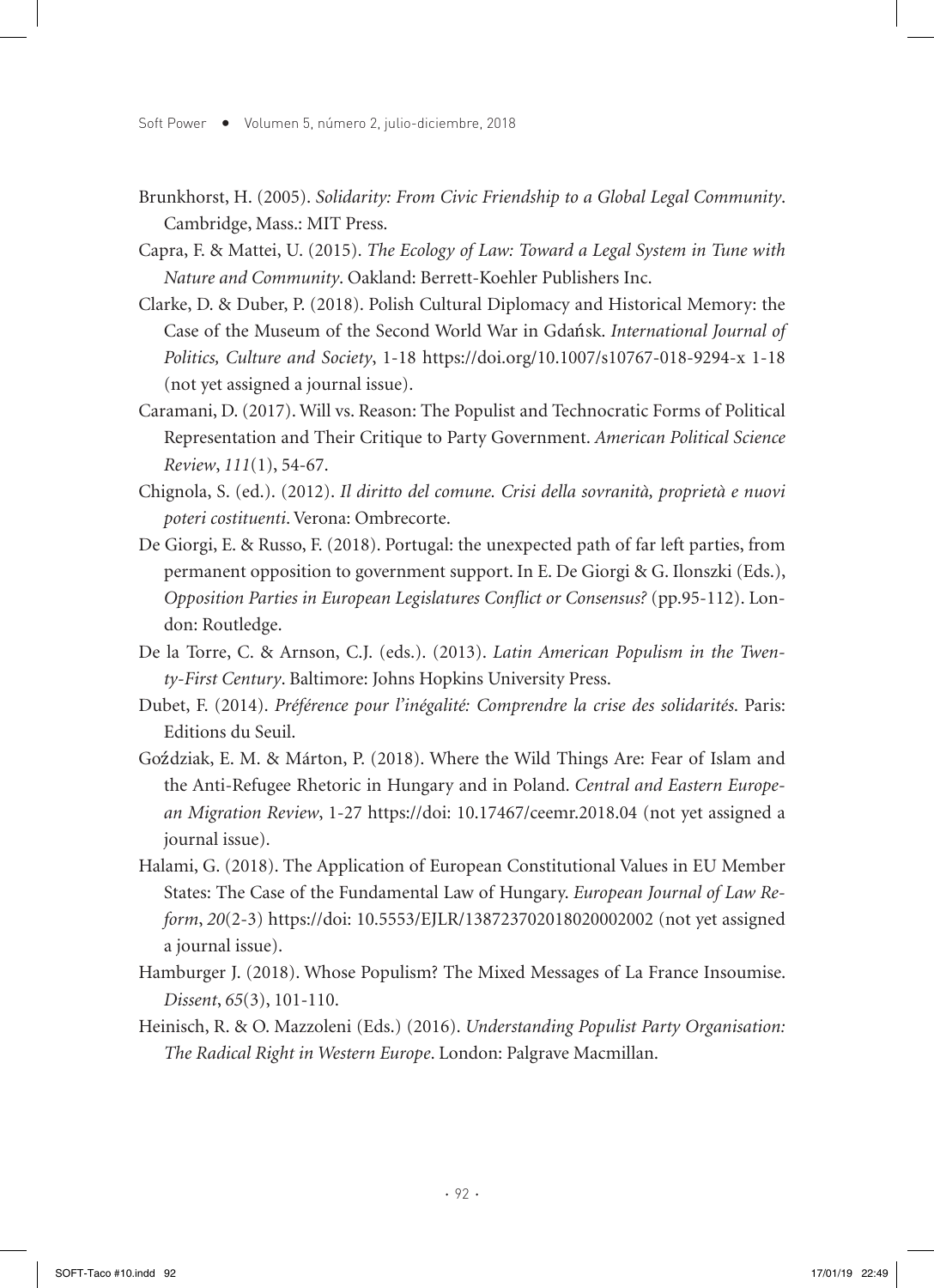Brunkhorst, H. (2005). *Solidarity: From Civic Friendship to a Global Legal Community*. Cambridge, Mass.: MIT Press.

Capra, F. & Mattei, U. (2015). *The Ecology of Law: Toward a Legal System in Tune with Nature and Community*. Oakland: Berrett-Koehler Publishers Inc.

Clarke, D. & Duber, P. (2018). Polish Cultural Diplomacy and Historical Memory: the Case of the Museum of the Second World War in Gdańsk. *International Journal of Politics, Culture and Society*, 1-18 https://doi.org/10.1007/s10767-018-9294-x 1-18 (not yet assigned a journal issue).

Caramani, D. (2017). Will vs. Reason: The Populist and Technocratic Forms of Political Representation and Their Critique to Party Government. *American Political Science Review*, *111*(1), 54-67.

Chignola, S. (ed.). (2012). *Il diritto del comune. Crisi della sovranità, proprietà e nuovi poteri costituenti*. Verona: Ombrecorte.

De Giorgi, E. & Russo, F. (2018). Portugal: the unexpected path of far left parties, from permanent opposition to government support. In E. De Giorgi & G. Ilonszki (Eds.), *Opposition Parties in European Legislatures Conflict or Consensus?* (pp.95-112). London: Routledge.

De la Torre, C. & Arnson, C.J. (eds.). (2013). *Latin American Populism in the Twenty-First Century*. Baltimore: Johns Hopkins University Press.

Dubet, F. (2014). *Préférence pour l'inégalité: Comprendre la crise des solidarités*. Paris: Editions du Seuil.

Goździak, E. M. & Márton, P. (2018). Where the Wild Things Are: Fear of Islam and the Anti-Refugee Rhetoric in Hungary and in Poland. *Central and Eastern European Migration Review*, 1-27 https://doi: 10.17467/ceemr.2018.04 (not yet assigned a journal issue).

Halami, G. (2018). The Application of European Constitutional Values in EU Member States: The Case of the Fundamental Law of Hungary. *European Journal of Law Reform*, *20*(2-3) https://doi: 10.5553/EJLR/138723702018020002002 (not yet assigned a journal issue).

Hamburger J. (2018). Whose Populism? The Mixed Messages of La France Insoumise. *Dissent*, *65*(3), 101-110.

Heinisch, R. & O. Mazzoleni (Eds.) (2016). *Understanding Populist Party Organisation: The Radical Right in Western Europe*. London: Palgrave Macmillan.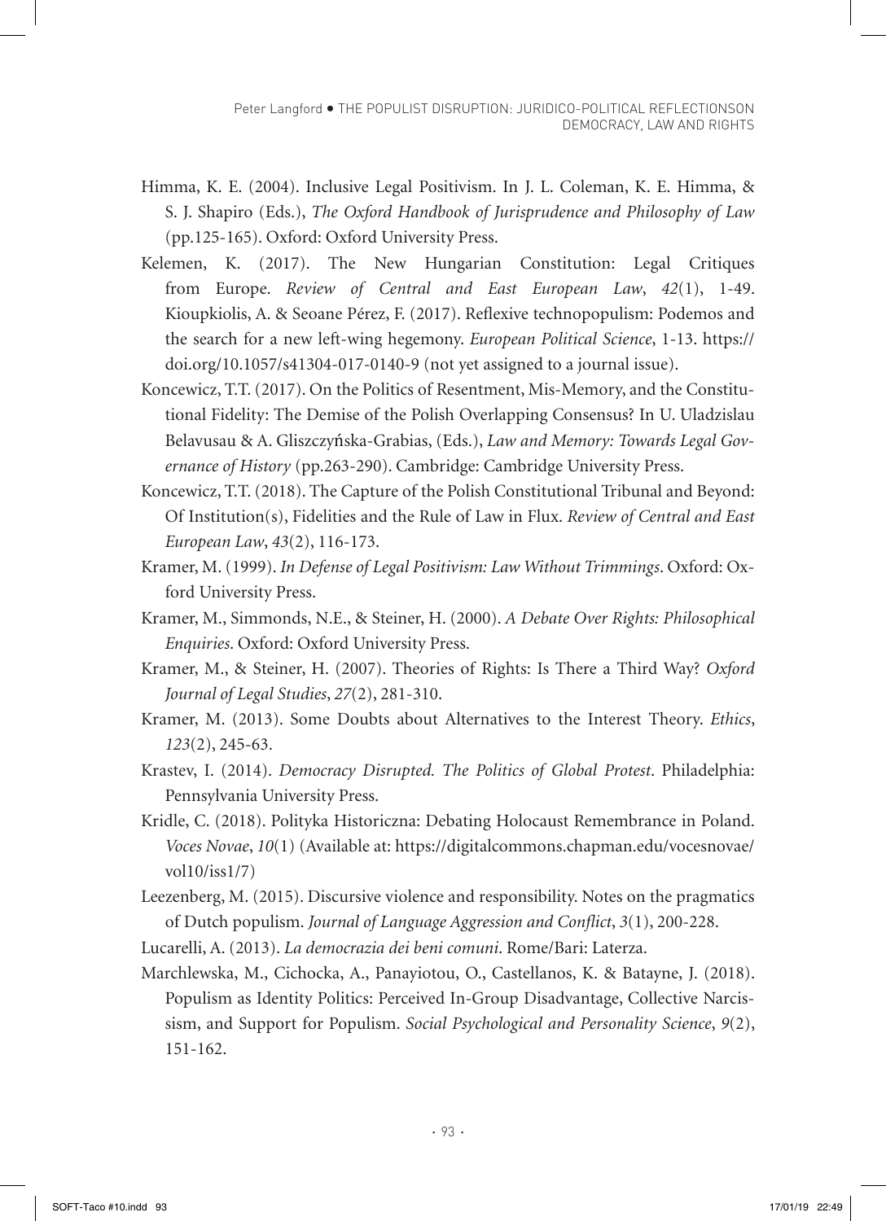Himma, K. E. (2004). Inclusive Legal Positivism. In J. L. Coleman, K. E. Himma, & S. J. Shapiro (Eds.), *The Oxford Handbook of Jurisprudence and Philosophy of Law* (pp.125-165). Oxford: Oxford University Press.

Kelemen, K. (2017). The New Hungarian Constitution: Legal Critiques from Europe. *Review of Central and East European Law*, *42*(1), 1-49.

Kioupkiolis, A. & Seoane Pérez, F. (2017). Reflexive technopopulism: Podemos and the search for a new left-wing hegemony. *European Political Science*, 1-13. https://doi.org/10.1057/s41304-017-0140-9 (not yet assigned to a journal issue).

Koncewicz, T.T. (2017). On the Politics of Resentment, Mis-Memory, and the Constitutional Fidelity: The Demise of the Polish Overlapping Consensus? In U. Uladzislau Belavusau & A. Gliszczyńska-Grabias, (Eds.), *Law and Memory: Towards Legal Governance of History* (pp.263-290). Cambridge: Cambridge University Press.

Koncewicz, T.T. (2018). The Capture of the Polish Constitutional Tribunal and Beyond: Of Institution(s), Fidelities and the Rule of Law in Flux. *Review of Central and East European Law*, *43*(2), 116-173.

Kramer, M. (1999). *In Defense of Legal Positivism: Law Without Trimmings*. Oxford: Oxford University Press.

Kramer, M., Simmonds, N.E., & Steiner, H. (2000). *A Debate Over Rights: Philosophical Enquiries*. Oxford: Oxford University Press.

Kramer, M., & Steiner, H. (2007). Theories of Rights: Is There a Third Way? *Oxford Journal of Legal Studies*, *27*(2), 281-310.

Kramer, M. (2013). Some Doubts about Alternatives to the Interest Theory. *Ethics*, *123*(2), 245-63.

Krastev, I. (2014). *Democracy Disrupted. The Politics of Global Protest*. Philadelphia: Pennsylvania University Press.

Kridle, C. (2018). Polityka Historiczna: Debating Holocaust Remembrance in Poland. *Voces Novae*, *10*(1) (Available at: https://digitalcommons.chapman.edu/vocesnovae/vol10/iss1/7)

Leezenberg, M. (2015). Discursive violence and responsibility. Notes on the pragmatics of Dutch populism. *Journal of Language Aggression and Conflict*, *3*(1), 200-228.

Lucarelli, A. (2013). *La democrazia dei beni comuni*. Rome/Bari: Laterza.

Marchlewska, M., Cichocka, A., Panayiotou, O., Castellanos, K. & Batayne, J. (2018). Populism as Identity Politics: Perceived In-Group Disadvantage, Collective Narcissism, and Support for Populism. *Social Psychological and Personality Science*, *9*(2), 151-162.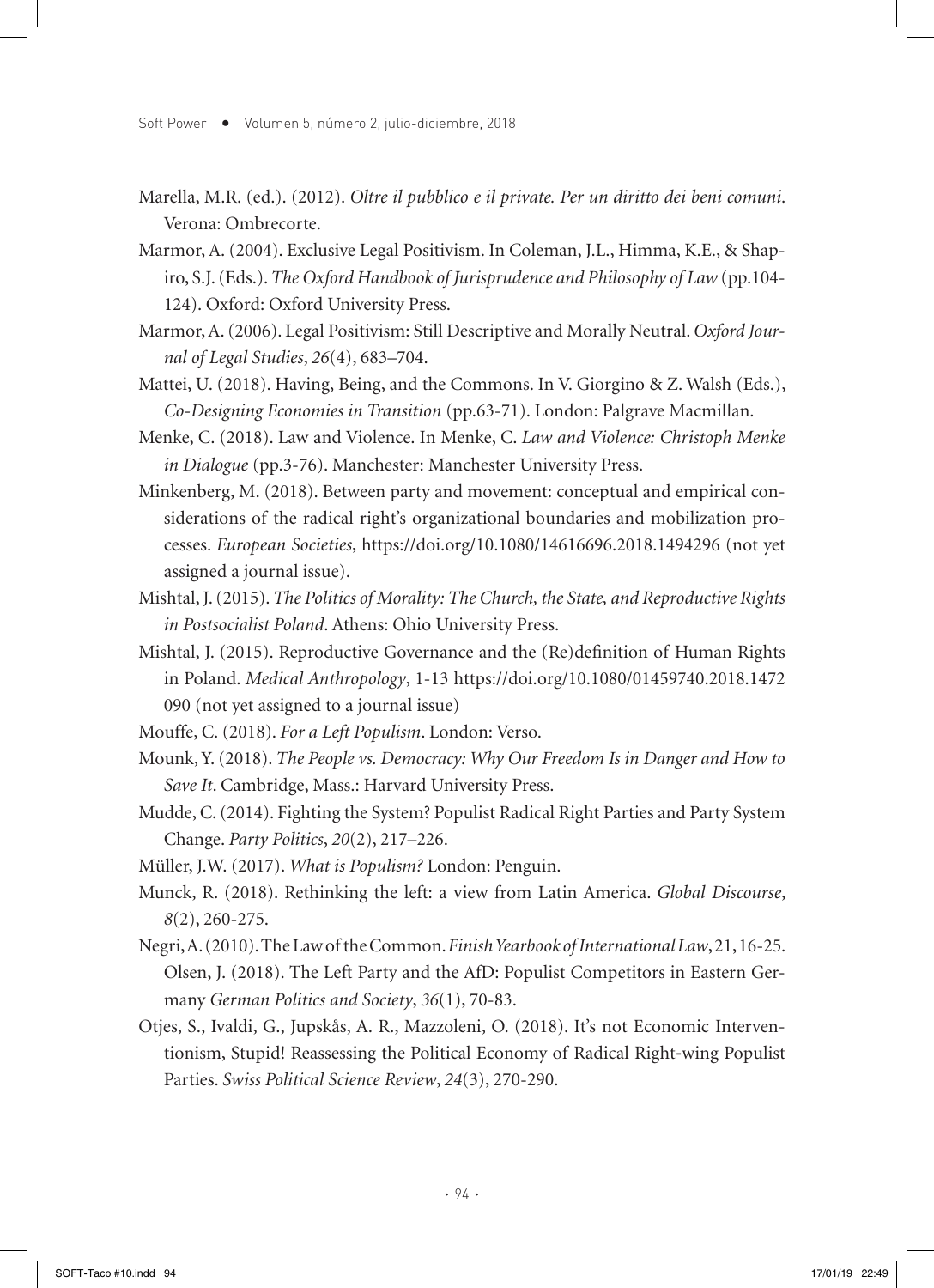Marella, M.R. (ed.). (2012). *Oltre il pubblico e il private. Per un diritto dei beni comuni*. Verona: Ombrecorte.

Marmor, A. (2004). Exclusive Legal Positivism. In Coleman, J.L., Himma, K.E., & Shapiro, S.J. (Eds.). *The Oxford Handbook of Jurisprudence and Philosophy of Law* (pp.104-124). Oxford: Oxford University Press.

Marmor, A. (2006). Legal Positivism: Still Descriptive and Morally Neutral. *Oxford Journal of Legal Studies*, *26*(4), 683–704.

Mattei, U. (2018). Having, Being, and the Commons. In V. Giorgino & Z. Walsh (Eds.), *Co-Designing Economies in Transition* (pp.63-71). London: Palgrave Macmillan.

Menke, C. (2018). Law and Violence. In Menke, C. *Law and Violence: Christoph Menke in Dialogue* (pp.3-76). Manchester: Manchester University Press.

Minkenberg, M. (2018). Between party and movement: conceptual and empirical considerations of the radical right's organizational boundaries and mobilization processes. *European Societies*, https://doi.org/10.1080/14616696.2018.1494296 (not yet assigned a journal issue).

Mishtal, J. (2015). *The Politics of Morality: The Church, the State, and Reproductive Rights in Postsocialist Poland*. Athens: Ohio University Press.

Mishtal, J. (2015). Reproductive Governance and the (Re)definition of Human Rights in Poland. *Medical Anthropology*, 1-13 https://doi.org/10.1080/01459740.2018.1472090 (not yet assigned to a journal issue)

Mouffe, C. (2018). *For a Left Populism*. London: Verso.

Mounk, Y. (2018). *The People vs. Democracy: Why Our Freedom Is in Danger and How to Save It*. Cambridge, Mass.: Harvard University Press.

Mudde, C. (2014). Fighting the System? Populist Radical Right Parties and Party System Change. *Party Politics*, *20*(2), 217–226.

Müller, J.W. (2017). *What is Populism?* London: Penguin.

Munck, R. (2018). Rethinking the left: a view from Latin America. *Global Discourse*, *8*(2), 260-275.

Negri, A. (2010). The Law of the Common. *Finish Yearbook of International Law*, 21, 16-25.

Olsen, J. (2018). The Left Party and the AfD: Populist Competitors in Eastern Germany *German Politics and Society*, *36*(1), 70-83.

Otjes, S., Ivaldi, G., Jupskås, A. R., Mazzoleni, O. (2018). It's not Economic Interventionism, Stupid! Reassessing the Political Economy of Radical Right-wing Populist Parties. *Swiss Political Science Review*, *24*(3), 270-290.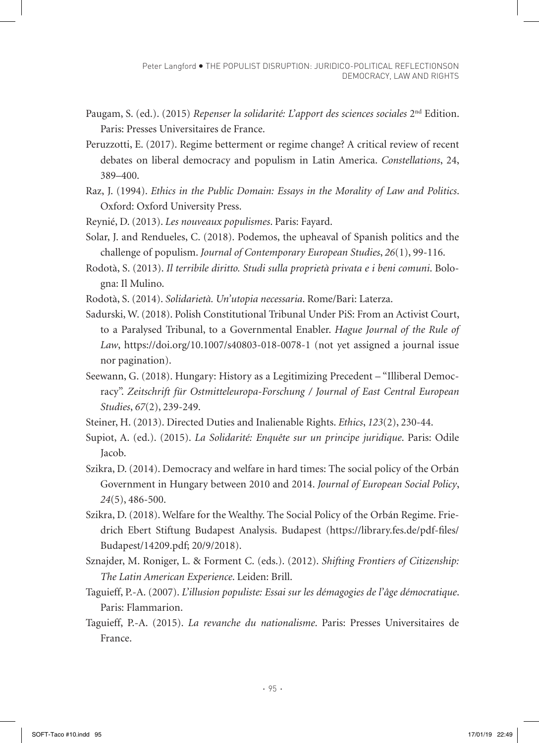Paugam, S. (ed.). (2015) *Repenser la solidarité: L'apport des sciences sociales* 2nd Edition. Paris: Presses Universitaires de France.

Peruzzotti, E. (2017). Regime betterment or regime change? A critical review of recent debates on liberal democracy and populism in Latin America. *Constellations*, 24, 389–400.

Raz, J. (1994). *Ethics in the Public Domain: Essays in the Morality of Law and Politics*. Oxford: Oxford University Press.

Reynié, D. (2013). *Les nouveaux populismes*. Paris: Fayard.

Solar, J. and Rendueles, C. (2018). Podemos, the upheaval of Spanish politics and the challenge of populism. *Journal of Contemporary European Studies*, *26*(1), 99-116.

Rodotà, S. (2013). *Il terribile diritto. Studi sulla proprietà privata e i beni comuni*. Bologna: Il Mulino.

Rodotà, S. (2014). *Solidarietà. Un'utopia necessaria*. Rome/Bari: Laterza.

Sadurski, W. (2018). Polish Constitutional Tribunal Under PiS: From an Activist Court, to a Paralysed Tribunal, to a Governmental Enabler. *Hague Journal of the Rule of Law*, https://doi.org/10.1007/s40803-018-0078-1 (not yet assigned a journal issue nor pagination).

Seewann, G. (2018). Hungary: History as a Legitimizing Precedent – "Illiberal Democracy". *Zeitschrift für Ostmitteleuropa-Forschung / Journal of East Central European Studies*, *67*(2), 239-249.

Steiner, H. (2013). Directed Duties and Inalienable Rights. *Ethics*, *123*(2), 230-44.

Supiot, A. (ed.). (2015). *La Solidarité: Enquête sur un principe juridique*. Paris: Odile Jacob.

Szikra, D. (2014). Democracy and welfare in hard times: The social policy of the Orbán Government in Hungary between 2010 and 2014. *Journal of European Social Policy*, *24*(5), 486-500.

Szikra, D. (2018). Welfare for the Wealthy. The Social Policy of the Orbán Regime. Friedrich Ebert Stiftung Budapest Analysis. Budapest (https://library.fes.de/pdf-files/Budapest/14209.pdf; 20/9/2018).

Sznajder, M. Roniger, L. & Forment C. (eds.). (2012). *Shifting Frontiers of Citizenship: The Latin American Experience*. Leiden: Brill.

Taguieff, P.-A. (2007). *L'illusion populiste: Essai sur les démagogies de l'âge démocratique*. Paris: Flammarion.

Taguieff, P.-A. (2015). *La revanche du nationalisme*. Paris: Presses Universitaires de France.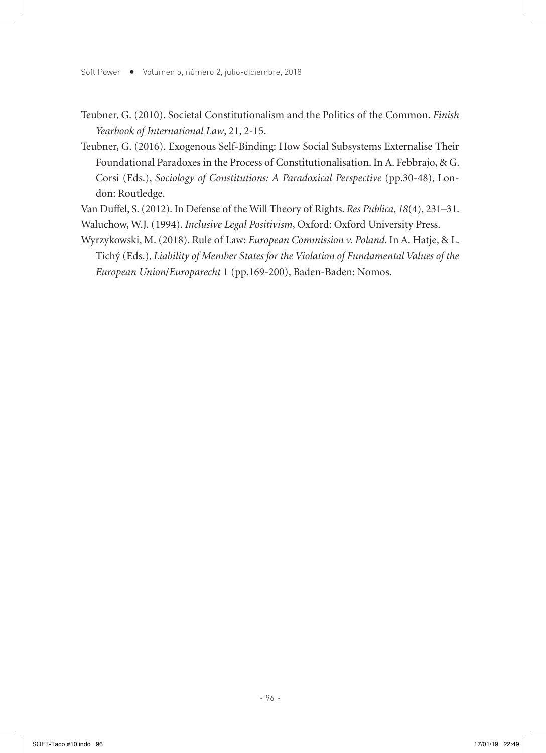Teubner, G. (2010). Societal Constitutionalism and the Politics of the Common. *Finish Yearbook of International Law*, 21, 2-15.

Teubner, G. (2016). Exogenous Self-Binding: How Social Subsystems Externalise Their Foundational Paradoxes in the Process of Constitutionalisation. In A. Febbrajo, & G. Corsi (Eds.), *Sociology of Constitutions: A Paradoxical Perspective* (pp.30-48), London: Routledge.

Van Duffel, S. (2012). In Defense of the Will Theory of Rights. *Res Publica*, *18*(4), 231–31.

Waluchow, W.J. (1994). *Inclusive Legal Positivism*, Oxford: Oxford University Press.

Wyrzykowski, M. (2018). Rule of Law: *European Commission v. Poland*. In A. Hatje, & L. Tichý (Eds.), *Liability of Member States for the Violation of Fundamental Values of the European Union/Europarecht* 1 (pp.169-200), Baden-Baden: Nomos.